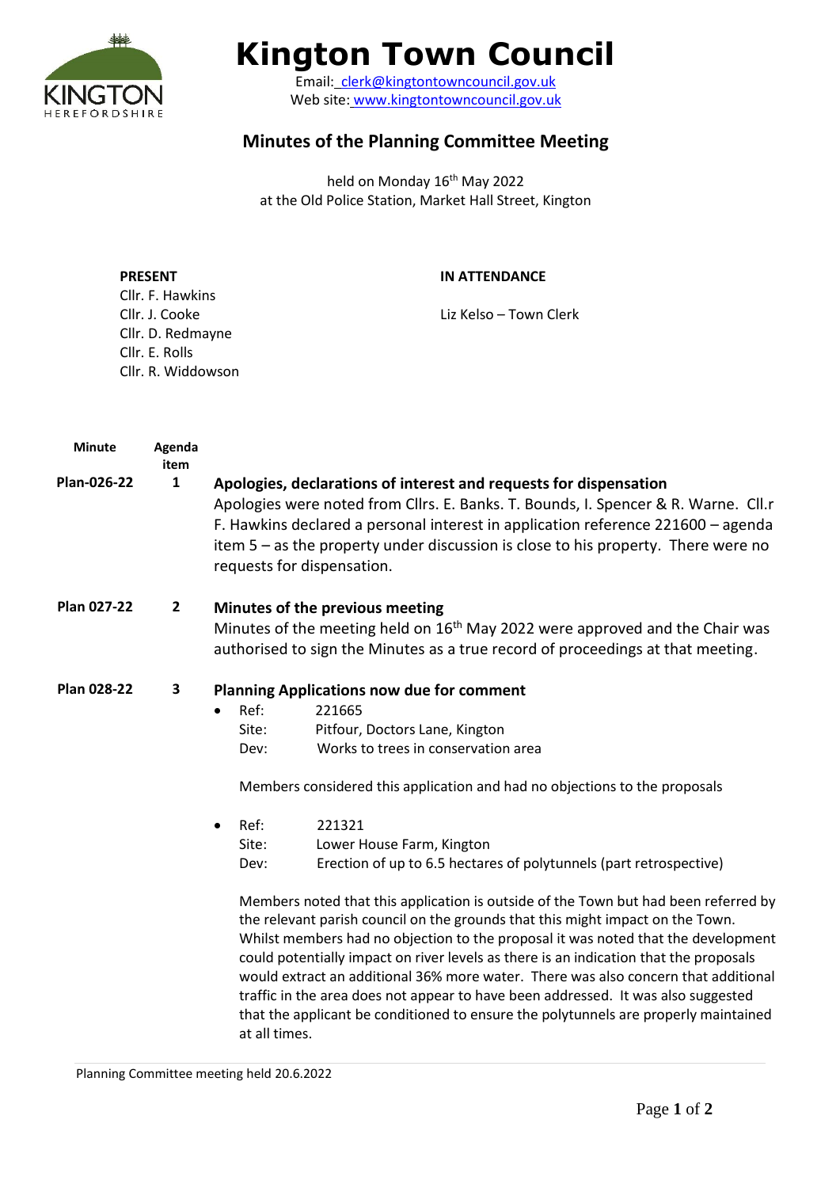# Kington Town Council

Email: clerk@kingtontowncouncil.gov.uk
Web site: www.kingtontowncouncil.gov.uk

## Minutes of the Planning Committee Meeting

held on Monday 16th May 2022
at the Old Police Station, Market Hall Street, Kington

**PRESENT**
Cllr. F. Hawkins
Cllr. J. Cooke
Cllr. D. Redmayne
Cllr. E. Rolls
Cllr. R. Widdowson

**IN ATTENDANCE**
Liz Kelso – Town Clerk

| Minute | Agenda item | |
|---|---|---|
| Plan-026-22 | 1 | **Apologies, declarations of interest and requests for dispensation**<br>Apologies were noted from Cllrs. E. Banks. T. Bounds, I. Spencer & R. Warne. Cll.r F. Hawkins declared a personal interest in application reference 221600 – agenda item 5 – as the property under discussion is close to his property. There were no requests for dispensation. |
| Plan 027-22 | 2 | **Minutes of the previous meeting**<br>Minutes of the meeting held on 16th May 2022 were approved and the Chair was authorised to sign the Minutes as a true record of proceedings at that meeting. |
| Plan 028-22 | 3 | **Planning Applications now due for comment** |

- Ref: 221665
  Site: Pitfour, Doctors Lane, Kington
  Dev: Works to trees in conservation area

  Members considered this application and had no objections to the proposals

- Ref: 221321
  Site: Lower House Farm, Kington
  Dev: Erection of up to 6.5 hectares of polytunnels (part retrospective)

  Members noted that this application is outside of the Town but had been referred by the relevant parish council on the grounds that this might impact on the Town. Whilst members had no objection to the proposal it was noted that the development could potentially impact on river levels as there is an indication that the proposals would extract an additional 36% more water. There was also concern that additional traffic in the area does not appear to have been addressed. It was also suggested that the applicant be conditioned to ensure the polytunnels are properly maintained at all times.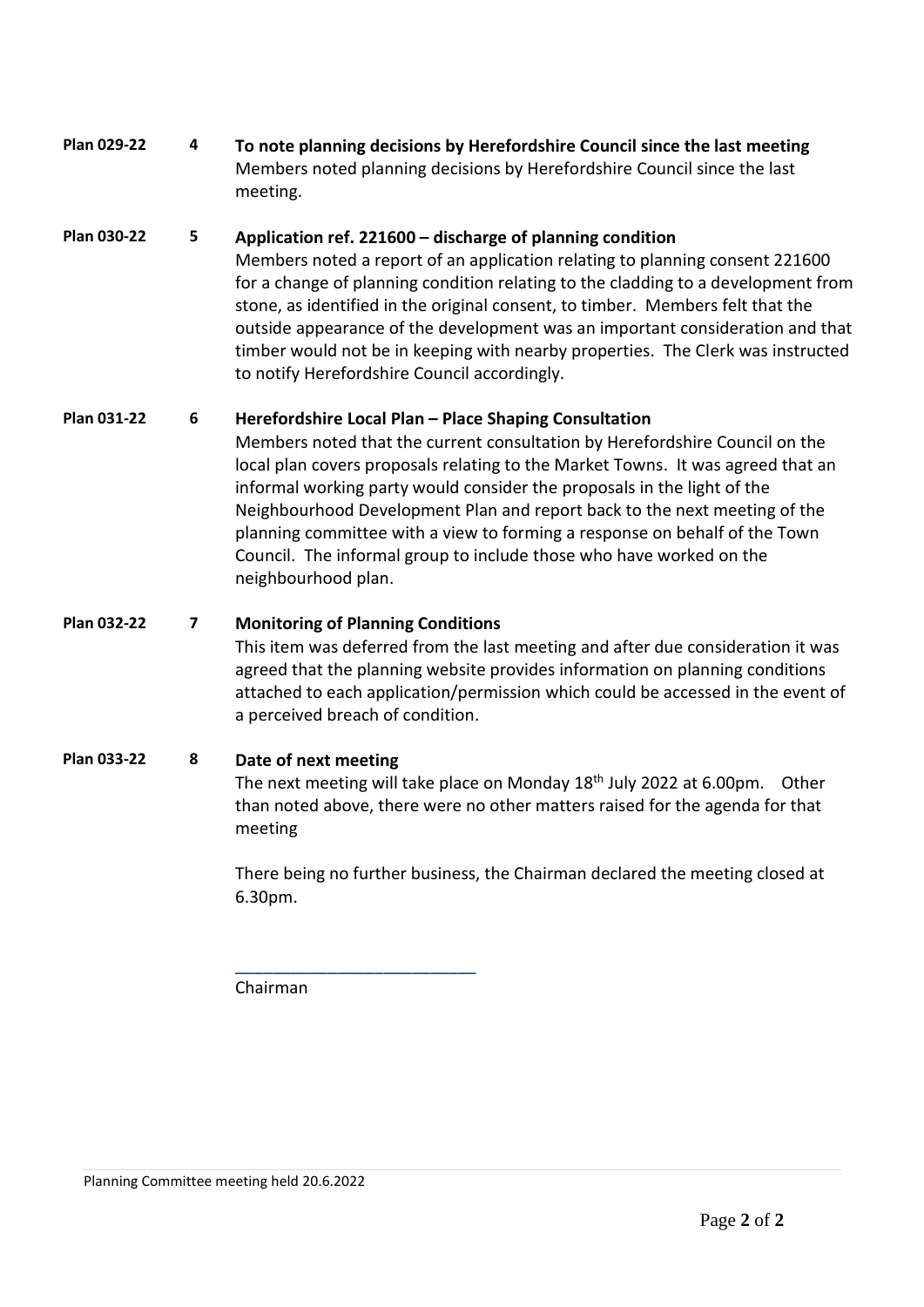**Plan 029-22** **4** **To note planning decisions by Herefordshire Council since the last meeting**

Members noted planning decisions by Herefordshire Council since the last meeting.

**Plan 030-22** **5** **Application ref. 221600 – discharge of planning condition**

Members noted a report of an application relating to planning consent 221600 for a change of planning condition relating to the cladding to a development from stone, as identified in the original consent, to timber. Members felt that the outside appearance of the development was an important consideration and that timber would not be in keeping with nearby properties. The Clerk was instructed to notify Herefordshire Council accordingly.

**Plan 031-22** **6** **Herefordshire Local Plan – Place Shaping Consultation**

Members noted that the current consultation by Herefordshire Council on the local plan covers proposals relating to the Market Towns. It was agreed that an informal working party would consider the proposals in the light of the Neighbourhood Development Plan and report back to the next meeting of the planning committee with a view to forming a response on behalf of the Town Council. The informal group to include those who have worked on the neighbourhood plan.

**Plan 032-22** **7** **Monitoring of Planning Conditions**

This item was deferred from the last meeting and after due consideration it was agreed that the planning website provides information on planning conditions attached to each application/permission which could be accessed in the event of a perceived breach of condition.

**Plan 033-22** **8** **Date of next meeting**

The next meeting will take place on Monday 18th July 2022 at 6.00pm. Other than noted above, there were no other matters raised for the agenda for that meeting

There being no further business, the Chairman declared the meeting closed at 6.30pm.

\_\_\_\_\_\_\_\_\_\_\_\_\_\_\_\_\_\_\_\_\_\_\_\_\_\_

Chairman

Planning Committee meeting held 20.6.2022